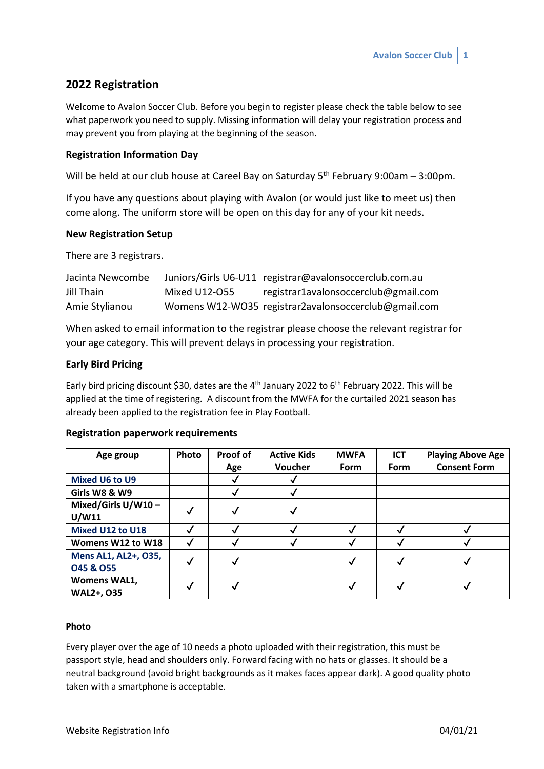## 2022 Registration

Welcome to Avalon Soccer Club. Before you begin to register please check the table below to see what paperwork you need to supply. Missing information will delay your registration process and may prevent you from playing at the beginning of the season.

### Registration Information Day

Will be held at our club house at Careel Bay on Saturday 5th February 9:00am – 3:00pm.

If you have any questions about playing with Avalon (or would just like to meet us) then come along. The uniform store will be open on this day for any of your kit needs.

### New Registration Setup

There are 3 registrars.

| | | |
|---|---|---|
| Jacinta Newcombe | Juniors/Girls U6-U11 | registrar@avalonsoccerclub.com.au |
| Jill Thain | Mixed U12-O55 | registrar1avalonsoccerclub@gmail.com |
| Amie Stylianou | Womens W12-WO35 | registrar2avalonsoccerclub@gmail.com |

When asked to email information to the registrar please choose the relevant registrar for your age category. This will prevent delays in processing your registration.

### Early Bird Pricing

Early bird pricing discount $30, dates are the 4th January 2022 to 6th February 2022. This will be applied at the time of registering. A discount from the MWFA for the curtailed 2021 season has already been applied to the registration fee in Play Football.

### Registration paperwork requirements

| Age group | Photo | Proof of Age | Active Kids Voucher | MWFA Form | ICT Form | Playing Above Age Consent Form |
|---|---|---|---|---|---|---|
| Mixed U6 to U9 | | ✓ | ✓ | | | |
| Girls W8 & W9 | | ✓ | ✓ | | | |
| Mixed/Girls U/W10 – U/W11 | ✓ | ✓ | ✓ | | | |
| Mixed U12 to U18 | ✓ | ✓ | ✓ | ✓ | ✓ | ✓ |
| Womens W12 to W18 | ✓ | ✓ | ✓ | ✓ | ✓ | ✓ |
| Mens AL1, AL2+, O35, O45 & O55 | ✓ | ✓ | | ✓ | ✓ | ✓ |
| Womens WAL1, WAL2+, O35 | ✓ | ✓ | | ✓ | ✓ | ✓ |

#### Photo

Every player over the age of 10 needs a photo uploaded with their registration, this must be passport style, head and shoulders only. Forward facing with no hats or glasses. It should be a neutral background (avoid bright backgrounds as it makes faces appear dark). A good quality photo taken with a smartphone is acceptable.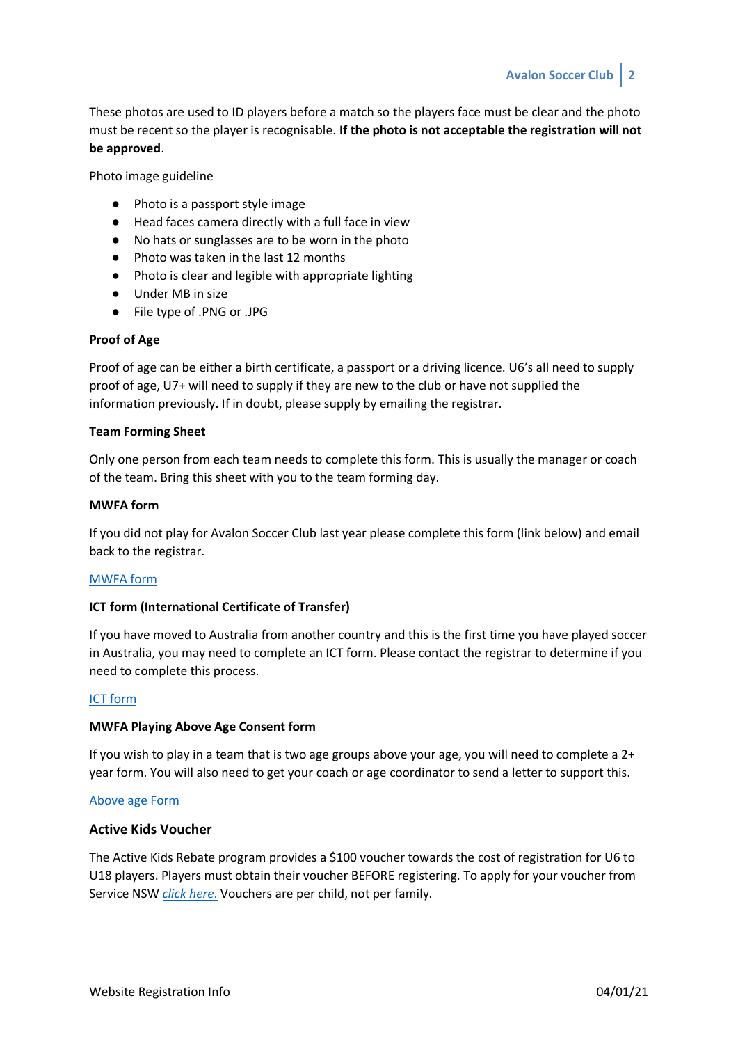These photos are used to ID players before a match so the players face must be clear and the photo must be recent so the player is recognisable. **If the photo is not acceptable the registration will not be approved**.

Photo image guideline

- Photo is a passport style image
- Head faces camera directly with a full face in view
- No hats or sunglasses are to be worn in the photo
- Photo was taken in the last 12 months
- Photo is clear and legible with appropriate lighting
- Under MB in size
- File type of .PNG or .JPG

**Proof of Age**

Proof of age can be either a birth certificate, a passport or a driving licence. U6's all need to supply proof of age, U7+ will need to supply if they are new to the club or have not supplied the information previously. If in doubt, please supply by emailing the registrar.

**Team Forming Sheet**

Only one person from each team needs to complete this form. This is usually the manager or coach of the team. Bring this sheet with you to the team forming day.

**MWFA form**

If you did not play for Avalon Soccer Club last year please complete this form (link below) and email back to the registrar.

MWFA form

**ICT form (International Certificate of Transfer)**

If you have moved to Australia from another country and this is the first time you have played soccer in Australia, you may need to complete an ICT form. Please contact the registrar to determine if you need to complete this process.

ICT form

**MWFA Playing Above Age Consent form**

If you wish to play in a team that is two age groups above your age, you will need to complete a 2+ year form. You will also need to get your coach or age coordinator to send a letter to support this.

Above age Form

### Active Kids Voucher

The Active Kids Rebate program provides a $100 voucher towards the cost of registration for U6 to U18 players. Players must obtain their voucher BEFORE registering. To apply for your voucher from Service NSW *click here.* Vouchers are per child, not per family.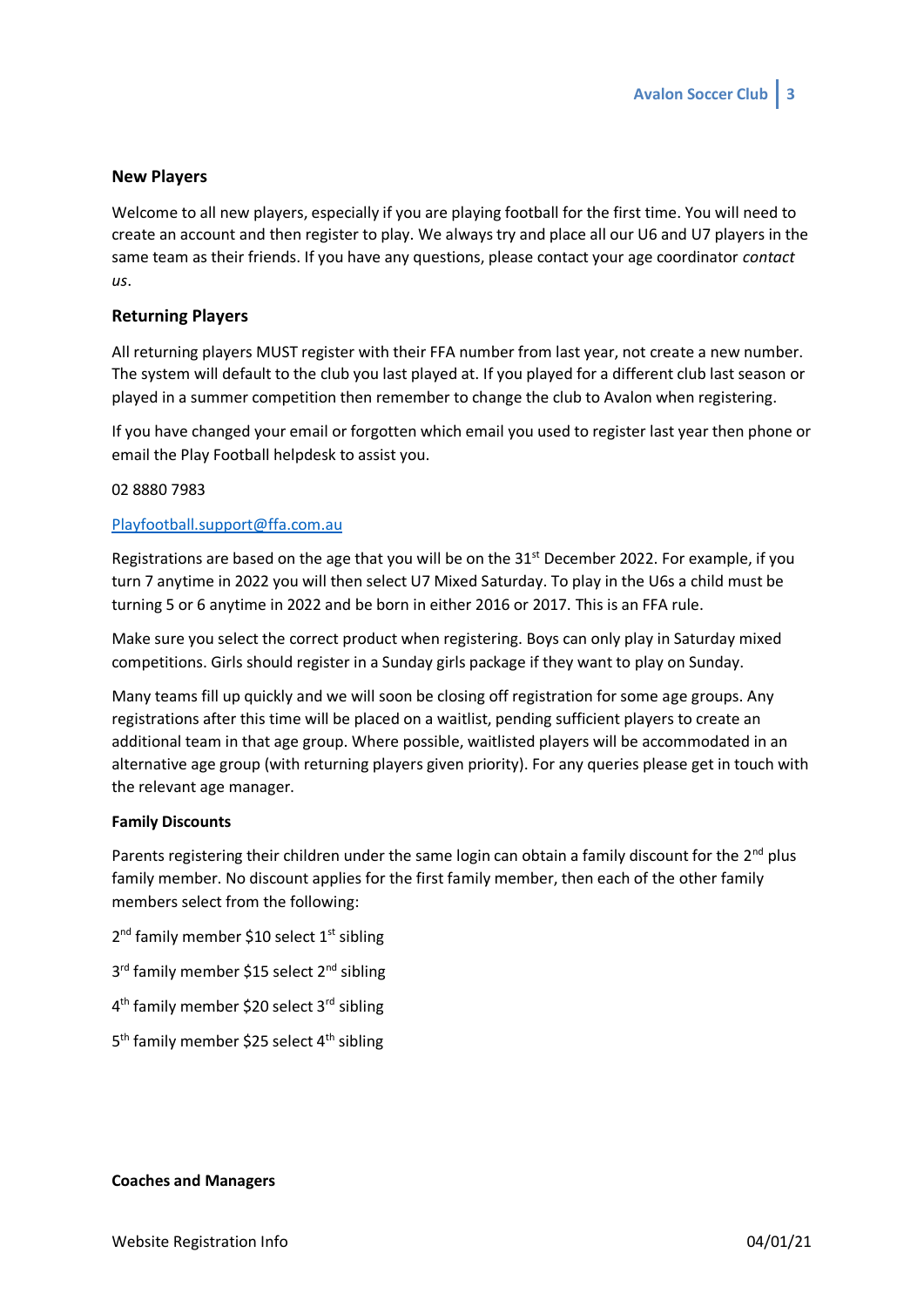### New Players

Welcome to all new players, especially if you are playing football for the first time. You will need to create an account and then register to play. We always try and place all our U6 and U7 players in the same team as their friends. If you have any questions, please contact your age coordinator *contact us*.

### Returning Players

All returning players MUST register with their FFA number from last year, not create a new number. The system will default to the club you last played at. If you played for a different club last season or played in a summer competition then remember to change the club to Avalon when registering.

If you have changed your email or forgotten which email you used to register last year then phone or email the Play Football helpdesk to assist you.

02 8880 7983

[Playfootball.support@ffa.com.au](mailto:Playfootball.support@ffa.com.au)

Registrations are based on the age that you will be on the 31st December 2022. For example, if you turn 7 anytime in 2022 you will then select U7 Mixed Saturday. To play in the U6s a child must be turning 5 or 6 anytime in 2022 and be born in either 2016 or 2017. This is an FFA rule.

Make sure you select the correct product when registering. Boys can only play in Saturday mixed competitions. Girls should register in a Sunday girls package if they want to play on Sunday.

Many teams fill up quickly and we will soon be closing off registration for some age groups. Any registrations after this time will be placed on a waitlist, pending sufficient players to create an additional team in that age group. Where possible, waitlisted players will be accommodated in an alternative age group (with returning players given priority). For any queries please get in touch with the relevant age manager.

**Family Discounts**

Parents registering their children under the same login can obtain a family discount for the 2nd plus family member. No discount applies for the first family member, then each of the other family members select from the following:

2nd family member $10 select 1st sibling

3rd family member $15 select 2nd sibling

4th family member $20 select 3rd sibling

5th family member $25 select 4th sibling

**Coaches and Managers**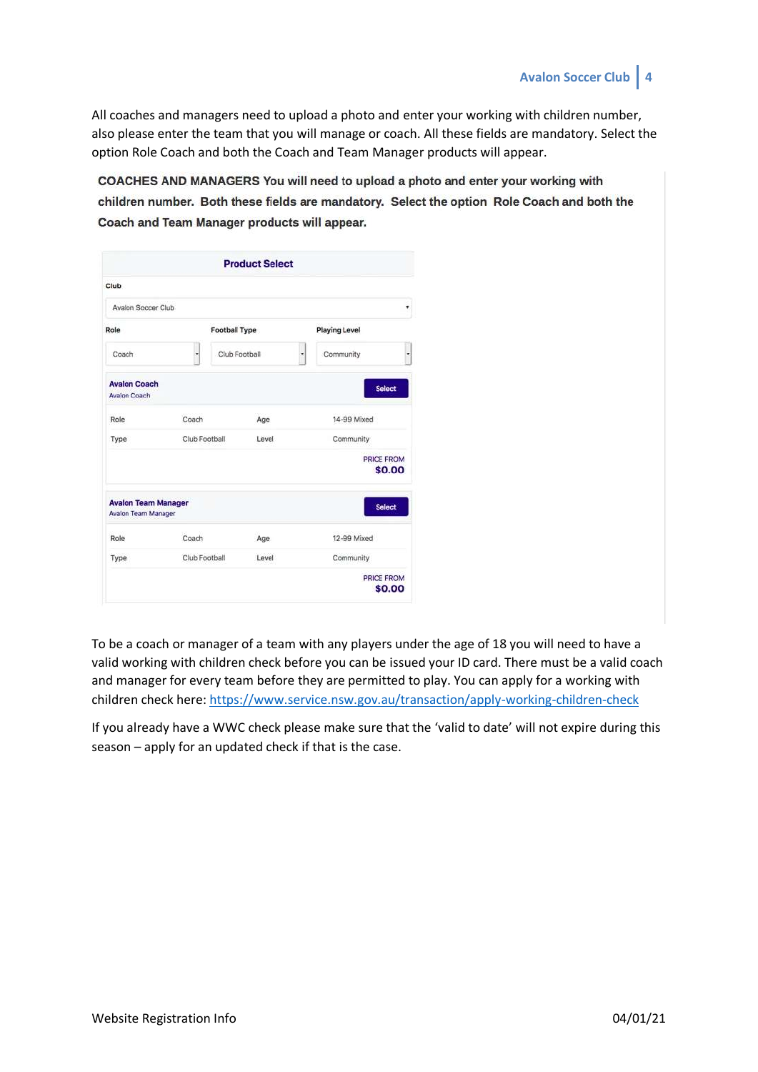All coaches and managers need to upload a photo and enter your working with children number, also please enter the team that you will manage or coach. All these fields are mandatory. Select the option Role Coach and both the Coach and Team Manager products will appear.

**COACHES AND MANAGERS You will need to upload a photo and enter your working with children number. Both these fields are mandatory. Select the option Role Coach and both the Coach and Team Manager products will appear.**

**Product Select**

Club

Avalon Soccer Club

| Role | Football Type | Playing Level |
| --- | --- | --- |
| Coach | Club Football | Community |

**Avalon Coach**
Avalon Coach

Select

| | | | |
| --- | --- | --- | --- |
| Role | Coach | Age | 14-99 Mixed |
| Type | Club Football | Level | Community |

PRICE FROM
**$0.00**

**Avalon Team Manager**
Avalon Team Manager

Select

| | | | |
| --- | --- | --- | --- |
| Role | Coach | Age | 12-99 Mixed |
| Type | Club Football | Level | Community |

PRICE FROM
**$0.00**

To be a coach or manager of a team with any players under the age of 18 you will need to have a valid working with children check before you can be issued your ID card. There must be a valid coach and manager for every team before they are permitted to play. You can apply for a working with children check here: https://www.service.nsw.gov.au/transaction/apply-working-children-check

If you already have a WWC check please make sure that the 'valid to date' will not expire during this season – apply for an updated check if that is the case.